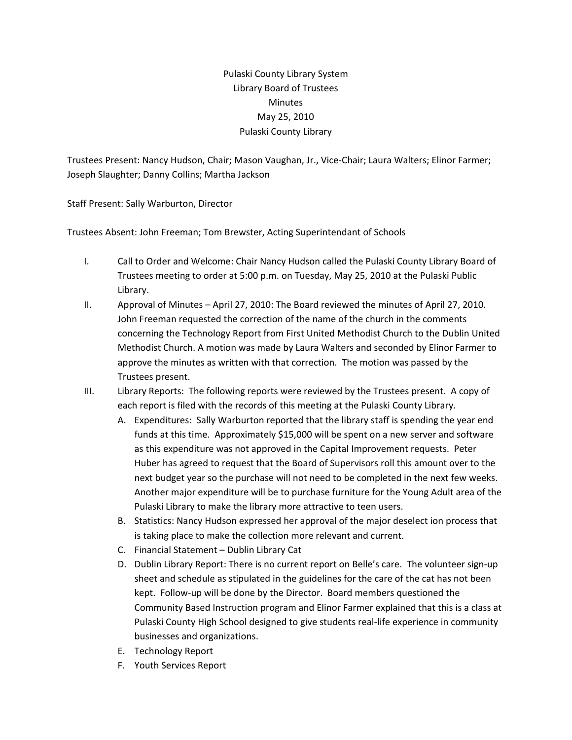Pulaski County Library System
Library Board of Trustees
Minutes
May 25, 2010
Pulaski County Library

Trustees Present: Nancy Hudson, Chair; Mason Vaughan, Jr., Vice-Chair; Laura Walters; Elinor Farmer; Joseph Slaughter; Danny Collins; Martha Jackson

Staff Present: Sally Warburton, Director

Trustees Absent: John Freeman; Tom Brewster, Acting Superintendant of Schools

I. Call to Order and Welcome: Chair Nancy Hudson called the Pulaski County Library Board of Trustees meeting to order at 5:00 p.m. on Tuesday, May 25, 2010 at the Pulaski Public Library.

II. Approval of Minutes – April 27, 2010: The Board reviewed the minutes of April 27, 2010. John Freeman requested the correction of the name of the church in the comments concerning the Technology Report from First United Methodist Church to the Dublin United Methodist Church. A motion was made by Laura Walters and seconded by Elinor Farmer to approve the minutes as written with that correction. The motion was passed by the Trustees present.

III. Library Reports: The following reports were reviewed by the Trustees present. A copy of each report is filed with the records of this meeting at the Pulaski County Library.

   A. Expenditures: Sally Warburton reported that the library staff is spending the year end funds at this time. Approximately $15,000 will be spent on a new server and software as this expenditure was not approved in the Capital Improvement requests. Peter Huber has agreed to request that the Board of Supervisors roll this amount over to the next budget year so the purchase will not need to be completed in the next few weeks. Another major expenditure will be to purchase furniture for the Young Adult area of the Pulaski Library to make the library more attractive to teen users.
   B. Statistics: Nancy Hudson expressed her approval of the major deselect ion process that is taking place to make the collection more relevant and current.
   C. Financial Statement – Dublin Library Cat
   D. Dublin Library Report: There is no current report on Belle's care. The volunteer sign-up sheet and schedule as stipulated in the guidelines for the care of the cat has not been kept. Follow-up will be done by the Director. Board members questioned the Community Based Instruction program and Elinor Farmer explained that this is a class at Pulaski County High School designed to give students real-life experience in community businesses and organizations.
   E. Technology Report
   F. Youth Services Report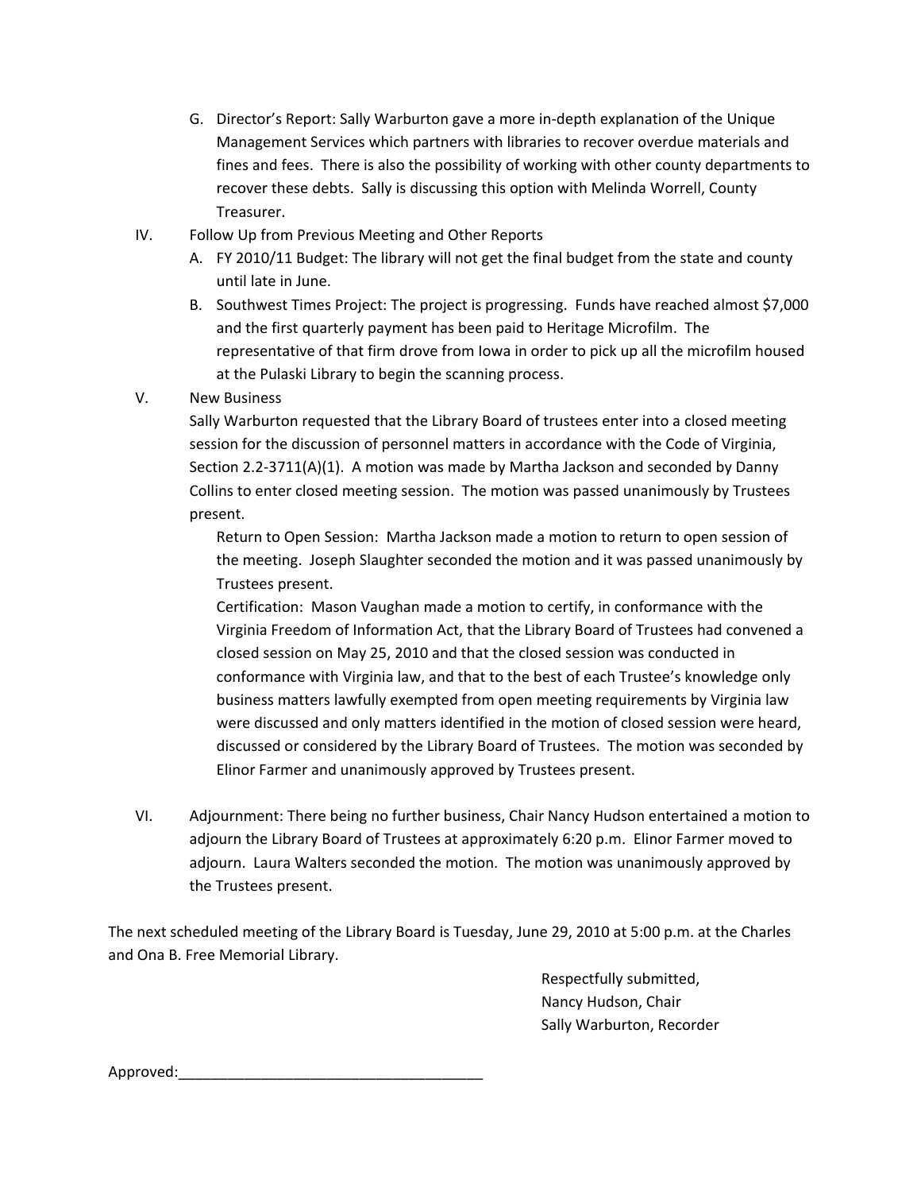G. Director's Report: Sally Warburton gave a more in-depth explanation of the Unique Management Services which partners with libraries to recover overdue materials and fines and fees. There is also the possibility of working with other county departments to recover these debts. Sally is discussing this option with Melinda Worrell, County Treasurer.

IV. Follow Up from Previous Meeting and Other Reports

A. FY 2010/11 Budget: The library will not get the final budget from the state and county until late in June.

B. Southwest Times Project: The project is progressing. Funds have reached almost $7,000 and the first quarterly payment has been paid to Heritage Microfilm. The representative of that firm drove from Iowa in order to pick up all the microfilm housed at the Pulaski Library to begin the scanning process.

V. New Business

Sally Warburton requested that the Library Board of trustees enter into a closed meeting session for the discussion of personnel matters in accordance with the Code of Virginia, Section 2.2-3711(A)(1). A motion was made by Martha Jackson and seconded by Danny Collins to enter closed meeting session. The motion was passed unanimously by Trustees present.

Return to Open Session: Martha Jackson made a motion to return to open session of the meeting. Joseph Slaughter seconded the motion and it was passed unanimously by Trustees present.

Certification: Mason Vaughan made a motion to certify, in conformance with the Virginia Freedom of Information Act, that the Library Board of Trustees had convened a closed session on May 25, 2010 and that the closed session was conducted in conformance with Virginia law, and that to the best of each Trustee's knowledge only business matters lawfully exempted from open meeting requirements by Virginia law were discussed and only matters identified in the motion of closed session were heard, discussed or considered by the Library Board of Trustees. The motion was seconded by Elinor Farmer and unanimously approved by Trustees present.

VI. Adjournment: There being no further business, Chair Nancy Hudson entertained a motion to adjourn the Library Board of Trustees at approximately 6:20 p.m. Elinor Farmer moved to adjourn. Laura Walters seconded the motion. The motion was unanimously approved by the Trustees present.

The next scheduled meeting of the Library Board is Tuesday, June 29, 2010 at 5:00 p.m. at the Charles and Ona B. Free Memorial Library.

Respectfully submitted,
Nancy Hudson, Chair
Sally Warburton, Recorder

Approved:_____________________________________